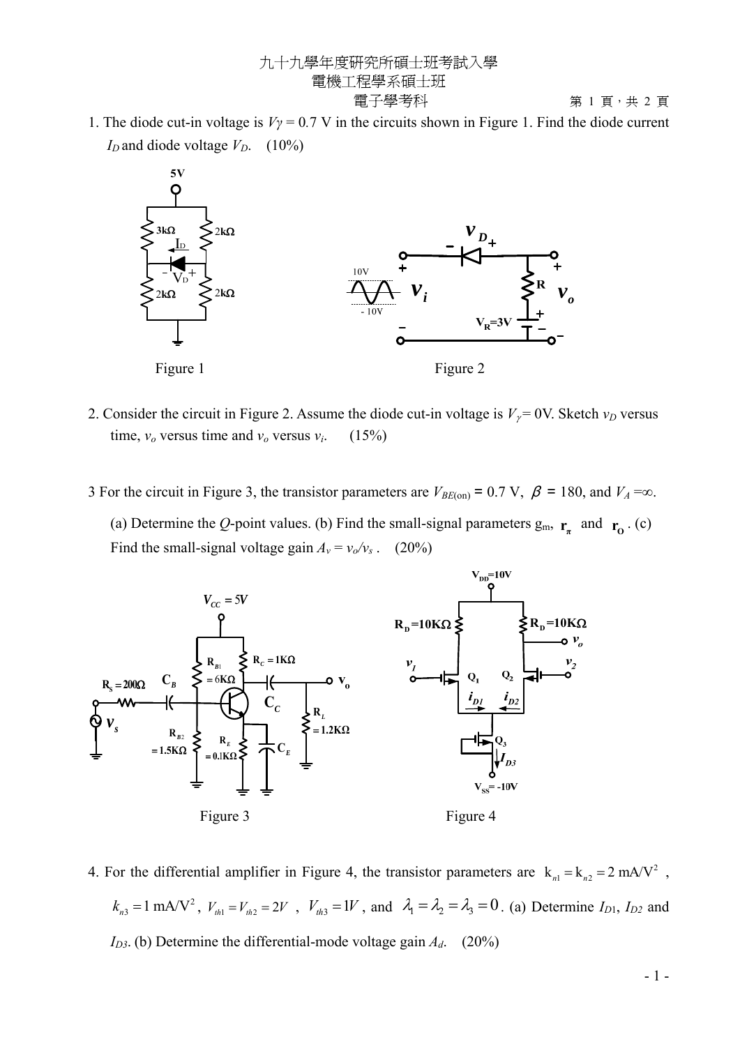九十九學年度研究所碩士班考試入學
電機工程學系碩士班
電子學考科

1. The diode cut-in voltage is $V\gamma = 0.7$ V in the circuits shown in Figure 1. Find the diode current $I_D$ and diode voltage $V_D$. (10%)

Figure 1　　　　　　　　　　　　　　Figure 2

2. Consider the circuit in Figure 2. Assume the diode cut-in voltage is $V_\gamma = 0$V. Sketch $v_D$ versus time, $v_o$ versus time and $v_o$ versus $v_i$. (15%)

3 For the circuit in Figure 3, the transistor parameters are $V_{BE(\text{on})} = 0.7$ V, $\beta = 180$, and $V_A = \infty$.

(a) Determine the $Q$-point values. (b) Find the small-signal parameters $g_m$, $\mathbf{r_\pi}$ and $\mathbf{r_O}$. (c) Find the small-signal voltage gain $A_v = v_o/v_s$. (20%)

Figure 3　　　　　　　　　　　　　　Figure 4

4. For the differential amplifier in Figure 4, the transistor parameters are $\mathrm{k}_{n1} = \mathrm{k}_{n2} = 2\ \text{mA/V}^2$, $k_{n3} = 1\ \text{mA/V}^2$, $V_{th1} = V_{th2} = 2V$, $V_{th3} = 1V$, and $\lambda_1 = \lambda_2 = \lambda_3 = 0$. (a) Determine $I_{D1}$, $I_{D2}$ and $I_{D3}$. (b) Determine the differential-mode voltage gain $A_d$. (20%)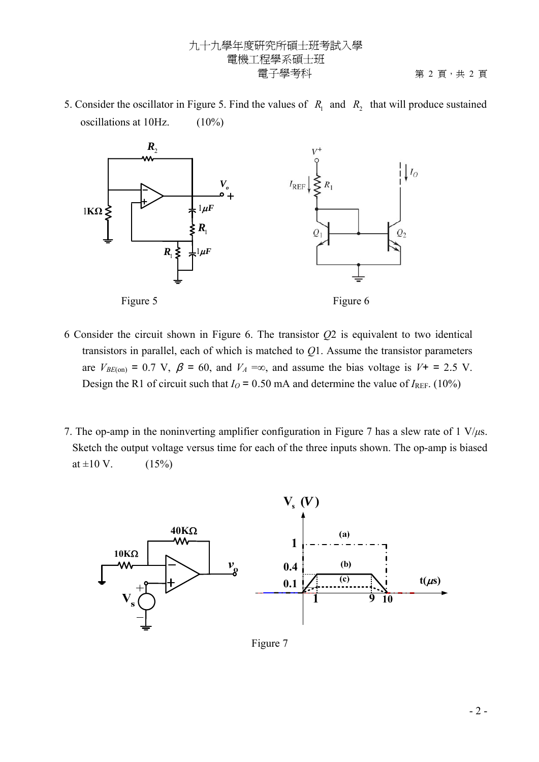5. Consider the oscillator in Figure 5. Find the values of $R_1$ and $R_2$ that will produce sustained oscillations at 10Hz. (10%)

$R_2$

$V_o$

1KΩ

1$\mu F$

$R_1$

$R_1$

1$\mu F$

Figure 5

$V^+$

$I_{REF}$

$R_1$

$I_O$

$Q_1$

$Q_2$

Figure 6

6 Consider the circuit shown in Figure 6. The transistor $Q2$ is equivalent to two identical transistors in parallel, each of which is matched to $Q1$. Assume the transistor parameters are $V_{BE(\text{on})}$ = 0.7 V, $\beta$ = 60, and $V_A = \infty$, and assume the bias voltage is $V+$ = 2.5 V. Design the R1 of circuit such that $I_O$ = 0.50 mA and determine the value of $I_{\text{REF}}$. (10%)

7. The op-amp in the noninverting amplifier configuration in Figure 7 has a slew rate of 1 V/$\mu$s. Sketch the output voltage versus time for each of the three inputs shown. The op-amp is biased at ±10 V. (15%)

40KΩ

10KΩ

$v_o$

$V_s$

$V_s$ ($V$)

1

0.4

0.1

(a)

(b)

(c)

1

9

10

t($\mu$s)

Figure 7